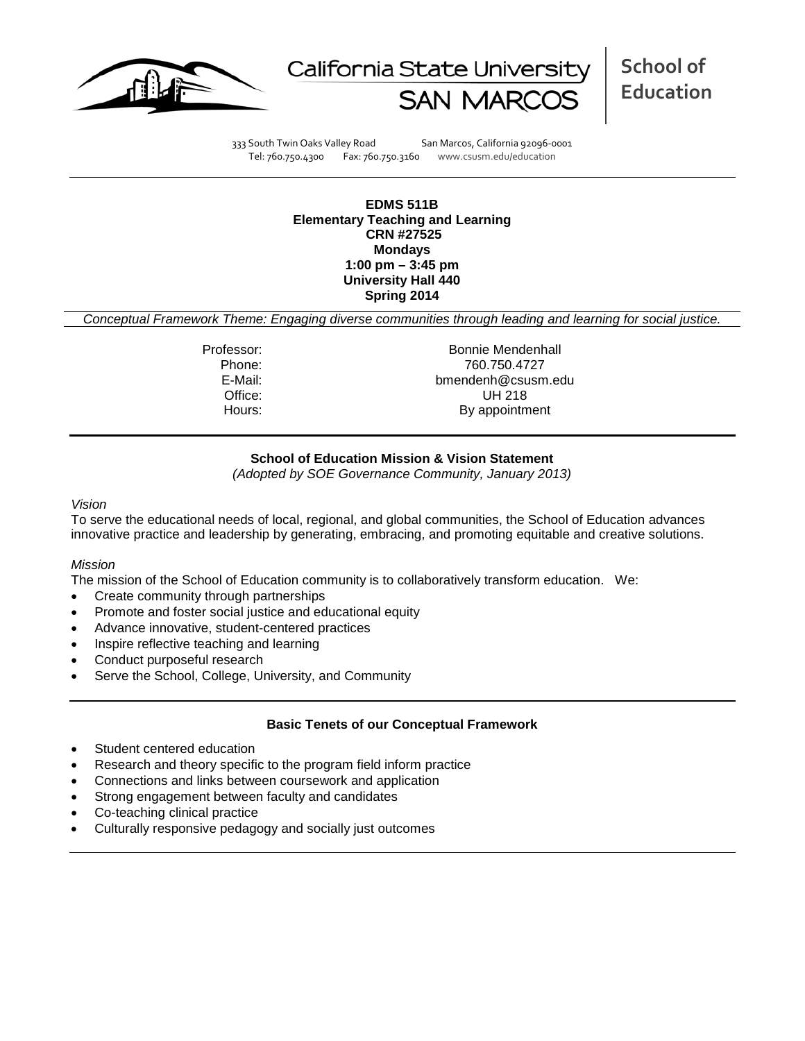California State University SAN MARCOS

**School of Education**

333 South Twin Oaks Valley Road San Marcos, California 92096-0001
Tel: 760.750.4300 Fax: 760.750.3160 www.csusm.edu/education

**EDMS 511B**
**Elementary Teaching and Learning**
**CRN #27525**
**Mondays**
**1:00 pm – 3:45 pm**
**University Hall 440**
**Spring 2014**

*Conceptual Framework Theme: Engaging diverse communities through leading and learning for social justice.*

| | |
|---|---|
| Professor: | Bonnie Mendenhall |
| Phone: | 760.750.4727 |
| E-Mail: | bmendenh@csusm.edu |
| Office: | UH 218 |
| Hours: | By appointment |

## School of Education Mission & Vision Statement

*(Adopted by SOE Governance Community, January 2013)*

*Vision*

To serve the educational needs of local, regional, and global communities, the School of Education advances innovative practice and leadership by generating, embracing, and promoting equitable and creative solutions.

*Mission*

The mission of the School of Education community is to collaboratively transform education. We:

- Create community through partnerships
- Promote and foster social justice and educational equity
- Advance innovative, student-centered practices
- Inspire reflective teaching and learning
- Conduct purposeful research
- Serve the School, College, University, and Community

## Basic Tenets of our Conceptual Framework

- Student centered education
- Research and theory specific to the program field inform practice
- Connections and links between coursework and application
- Strong engagement between faculty and candidates
- Co-teaching clinical practice
- Culturally responsive pedagogy and socially just outcomes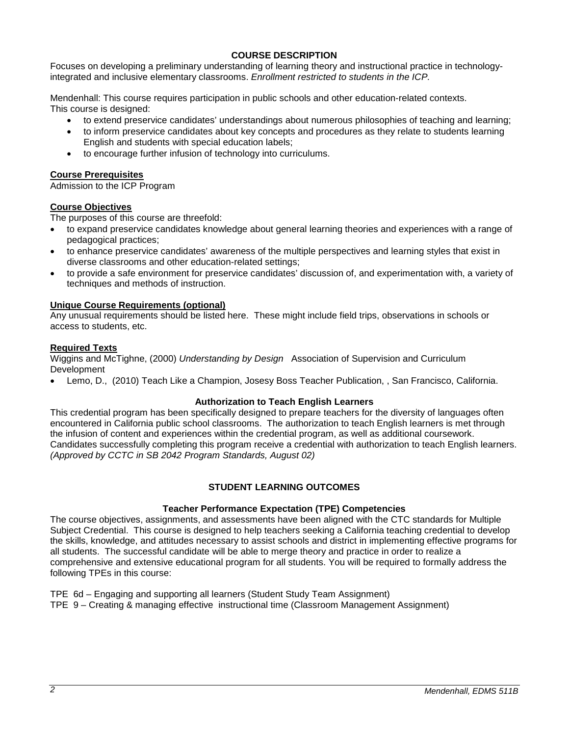## COURSE DESCRIPTION

Focuses on developing a preliminary understanding of learning theory and instructional practice in technology-integrated and inclusive elementary classrooms. *Enrollment restricted to students in the ICP.*

Mendenhall: This course requires participation in public schools and other education-related contexts.
This course is designed:

- to extend preservice candidates' understandings about numerous philosophies of teaching and learning;
- to inform preservice candidates about key concepts and procedures as they relate to students learning English and students with special education labels;
- to encourage further infusion of technology into curriculums.

### Course Prerequisites

Admission to the ICP Program

### Course Objectives

The purposes of this course are threefold:

- to expand preservice candidates knowledge about general learning theories and experiences with a range of pedagogical practices;
- to enhance preservice candidates' awareness of the multiple perspectives and learning styles that exist in diverse classrooms and other education-related settings;
- to provide a safe environment for preservice candidates' discussion of, and experimentation with, a variety of techniques and methods of instruction.

### Unique Course Requirements (optional)

Any unusual requirements should be listed here. These might include field trips, observations in schools or access to students, etc.

### Required Texts

Wiggins and McTighne, (2000) *Understanding by Design* Association of Supervision and Curriculum Development

- Lemo, D., (2010) Teach Like a Champion, Josesy Boss Teacher Publication, , San Francisco, California.

### Authorization to Teach English Learners

This credential program has been specifically designed to prepare teachers for the diversity of languages often encountered in California public school classrooms. The authorization to teach English learners is met through the infusion of content and experiences within the credential program, as well as additional coursework. Candidates successfully completing this program receive a credential with authorization to teach English learners. *(Approved by CCTC in SB 2042 Program Standards, August 02)*

## STUDENT LEARNING OUTCOMES

### Teacher Performance Expectation (TPE) Competencies

The course objectives, assignments, and assessments have been aligned with the CTC standards for Multiple Subject Credential. This course is designed to help teachers seeking a California teaching credential to develop the skills, knowledge, and attitudes necessary to assist schools and district in implementing effective programs for all students. The successful candidate will be able to merge theory and practice in order to realize a comprehensive and extensive educational program for all students. You will be required to formally address the following TPEs in this course:

TPE 6d – Engaging and supporting all learners (Student Study Team Assignment)
TPE 9 – Creating & managing effective instructional time (Classroom Management Assignment)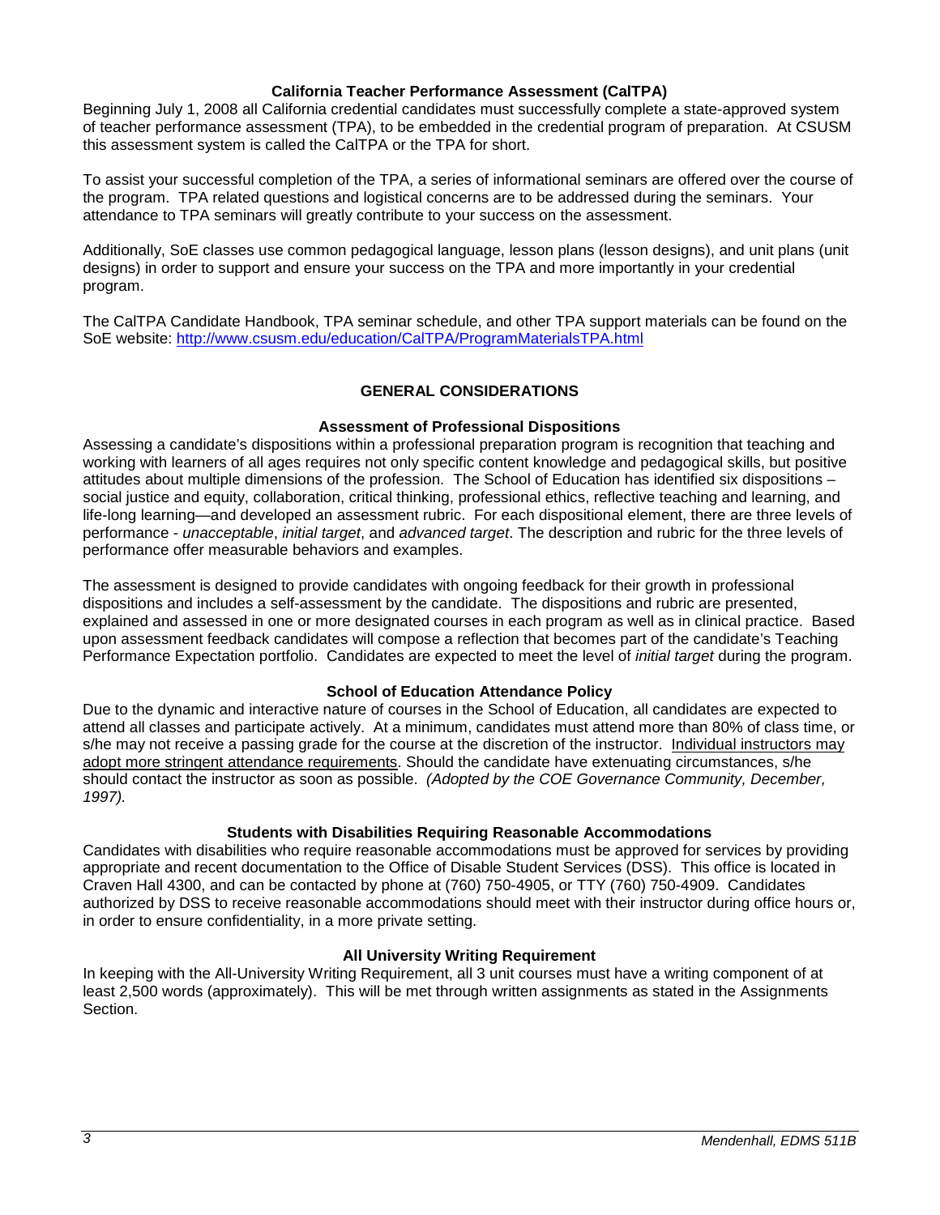### California Teacher Performance Assessment (CalTPA)

Beginning July 1, 2008 all California credential candidates must successfully complete a state-approved system of teacher performance assessment (TPA), to be embedded in the credential program of preparation. At CSUSM this assessment system is called the CalTPA or the TPA for short.

To assist your successful completion of the TPA, a series of informational seminars are offered over the course of the program. TPA related questions and logistical concerns are to be addressed during the seminars. Your attendance to TPA seminars will greatly contribute to your success on the assessment.

Additionally, SoE classes use common pedagogical language, lesson plans (lesson designs), and unit plans (unit designs) in order to support and ensure your success on the TPA and more importantly in your credential program.

The CalTPA Candidate Handbook, TPA seminar schedule, and other TPA support materials can be found on the SoE website: http://www.csusm.edu/education/CalTPA/ProgramMaterialsTPA.html

## GENERAL CONSIDERATIONS

### Assessment of Professional Dispositions

Assessing a candidate's dispositions within a professional preparation program is recognition that teaching and working with learners of all ages requires not only specific content knowledge and pedagogical skills, but positive attitudes about multiple dimensions of the profession. The School of Education has identified six dispositions – social justice and equity, collaboration, critical thinking, professional ethics, reflective teaching and learning, and life-long learning—and developed an assessment rubric. For each dispositional element, there are three levels of performance - *unacceptable*, *initial target*, and *advanced target*. The description and rubric for the three levels of performance offer measurable behaviors and examples.

The assessment is designed to provide candidates with ongoing feedback for their growth in professional dispositions and includes a self-assessment by the candidate. The dispositions and rubric are presented, explained and assessed in one or more designated courses in each program as well as in clinical practice. Based upon assessment feedback candidates will compose a reflection that becomes part of the candidate's Teaching Performance Expectation portfolio. Candidates are expected to meet the level of *initial target* during the program.

### School of Education Attendance Policy

Due to the dynamic and interactive nature of courses in the School of Education, all candidates are expected to attend all classes and participate actively. At a minimum, candidates must attend more than 80% of class time, or s/he may not receive a passing grade for the course at the discretion of the instructor. Individual instructors may adopt more stringent attendance requirements. Should the candidate have extenuating circumstances, s/he should contact the instructor as soon as possible. *(Adopted by the COE Governance Community, December, 1997).*

### Students with Disabilities Requiring Reasonable Accommodations

Candidates with disabilities who require reasonable accommodations must be approved for services by providing appropriate and recent documentation to the Office of Disable Student Services (DSS). This office is located in Craven Hall 4300, and can be contacted by phone at (760) 750-4905, or TTY (760) 750-4909. Candidates authorized by DSS to receive reasonable accommodations should meet with their instructor during office hours or, in order to ensure confidentiality, in a more private setting.

### All University Writing Requirement

In keeping with the All-University Writing Requirement, all 3 unit courses must have a writing component of at least 2,500 words (approximately). This will be met through written assignments as stated in the Assignments Section.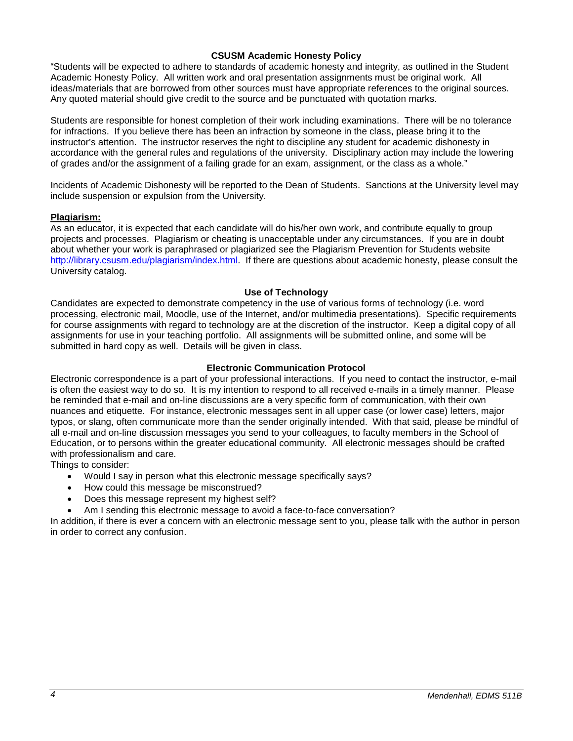## CSUSM Academic Honesty Policy

"Students will be expected to adhere to standards of academic honesty and integrity, as outlined in the Student Academic Honesty Policy. All written work and oral presentation assignments must be original work. All ideas/materials that are borrowed from other sources must have appropriate references to the original sources. Any quoted material should give credit to the source and be punctuated with quotation marks.

Students are responsible for honest completion of their work including examinations. There will be no tolerance for infractions. If you believe there has been an infraction by someone in the class, please bring it to the instructor's attention. The instructor reserves the right to discipline any student for academic dishonesty in accordance with the general rules and regulations of the university. Disciplinary action may include the lowering of grades and/or the assignment of a failing grade for an exam, assignment, or the class as a whole."

Incidents of Academic Dishonesty will be reported to the Dean of Students. Sanctions at the University level may include suspension or expulsion from the University.

**Plagiarism:**

As an educator, it is expected that each candidate will do his/her own work, and contribute equally to group projects and processes. Plagiarism or cheating is unacceptable under any circumstances. If you are in doubt about whether your work is paraphrased or plagiarized see the Plagiarism Prevention for Students website http://library.csusm.edu/plagiarism/index.html. If there are questions about academic honesty, please consult the University catalog.

## Use of Technology

Candidates are expected to demonstrate competency in the use of various forms of technology (i.e. word processing, electronic mail, Moodle, use of the Internet, and/or multimedia presentations). Specific requirements for course assignments with regard to technology are at the discretion of the instructor. Keep a digital copy of all assignments for use in your teaching portfolio. All assignments will be submitted online, and some will be submitted in hard copy as well. Details will be given in class.

## Electronic Communication Protocol

Electronic correspondence is a part of your professional interactions. If you need to contact the instructor, e-mail is often the easiest way to do so. It is my intention to respond to all received e-mails in a timely manner. Please be reminded that e-mail and on-line discussions are a very specific form of communication, with their own nuances and etiquette. For instance, electronic messages sent in all upper case (or lower case) letters, major typos, or slang, often communicate more than the sender originally intended. With that said, please be mindful of all e-mail and on-line discussion messages you send to your colleagues, to faculty members in the School of Education, or to persons within the greater educational community. All electronic messages should be crafted with professionalism and care.

Things to consider:

- Would I say in person what this electronic message specifically says?
- How could this message be misconstrued?
- Does this message represent my highest self?
- Am I sending this electronic message to avoid a face-to-face conversation?

In addition, if there is ever a concern with an electronic message sent to you, please talk with the author in person in order to correct any confusion.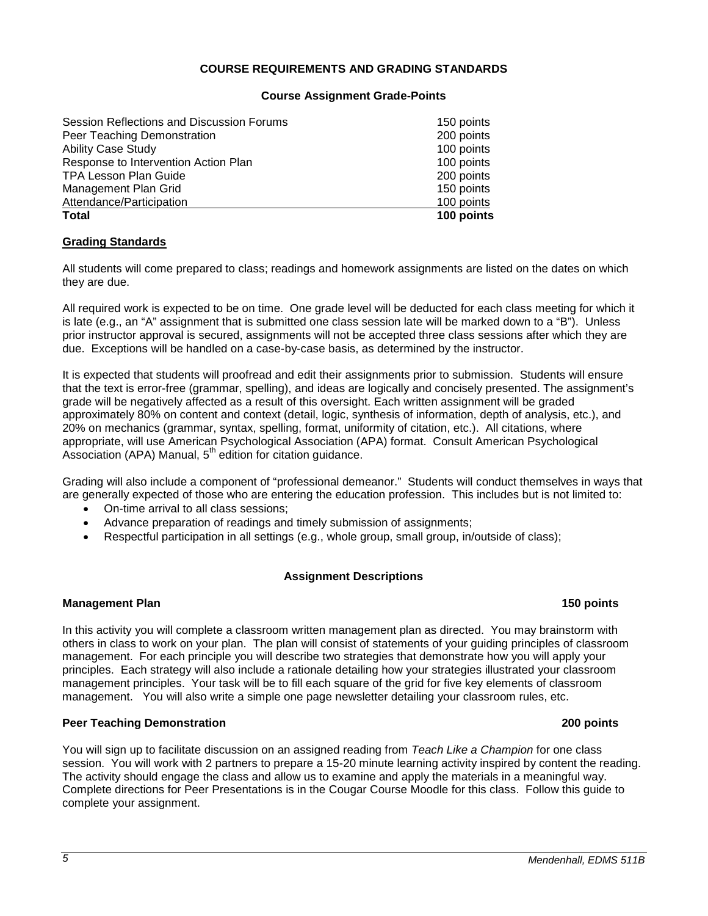## COURSE REQUIREMENTS AND GRADING STANDARDS

### Course Assignment Grade-Points

| | |
|---|---|
| Session Reflections and Discussion Forums | 150 points |
| Peer Teaching Demonstration | 200 points |
| Ability Case Study | 100 points |
| Response to Intervention Action Plan | 100 points |
| TPA Lesson Plan Guide | 200 points |
| Management Plan Grid | 150 points |
| Attendance/Participation | 100 points |
| **Total** | **100 points** |

**Grading Standards**

All students will come prepared to class; readings and homework assignments are listed on the dates on which they are due.

All required work is expected to be on time. One grade level will be deducted for each class meeting for which it is late (e.g., an "A" assignment that is submitted one class session late will be marked down to a "B"). Unless prior instructor approval is secured, assignments will not be accepted three class sessions after which they are due. Exceptions will be handled on a case-by-case basis, as determined by the instructor.

It is expected that students will proofread and edit their assignments prior to submission. Students will ensure that the text is error-free (grammar, spelling), and ideas are logically and concisely presented. The assignment's grade will be negatively affected as a result of this oversight. Each written assignment will be graded approximately 80% on content and context (detail, logic, synthesis of information, depth of analysis, etc.), and 20% on mechanics (grammar, syntax, spelling, format, uniformity of citation, etc.). All citations, where appropriate, will use American Psychological Association (APA) format. Consult American Psychological Association (APA) Manual, 5th edition for citation guidance.

Grading will also include a component of "professional demeanor." Students will conduct themselves in ways that are generally expected of those who are entering the education profession. This includes but is not limited to:

- On-time arrival to all class sessions;
- Advance preparation of readings and timely submission of assignments;
- Respectful participation in all settings (e.g., whole group, small group, in/outside of class);

### Assignment Descriptions

**Management Plan** **150 points**

In this activity you will complete a classroom written management plan as directed. You may brainstorm with others in class to work on your plan. The plan will consist of statements of your guiding principles of classroom management. For each principle you will describe two strategies that demonstrate how you will apply your principles. Each strategy will also include a rationale detailing how your strategies illustrated your classroom management principles. Your task will be to fill each square of the grid for five key elements of classroom management. You will also write a simple one page newsletter detailing your classroom rules, etc.

**Peer Teaching Demonstration** **200 points**

You will sign up to facilitate discussion on an assigned reading from *Teach Like a Champion* for one class session. You will work with 2 partners to prepare a 15-20 minute learning activity inspired by content the reading. The activity should engage the class and allow us to examine and apply the materials in a meaningful way. Complete directions for Peer Presentations is in the Cougar Course Moodle for this class. Follow this guide to complete your assignment.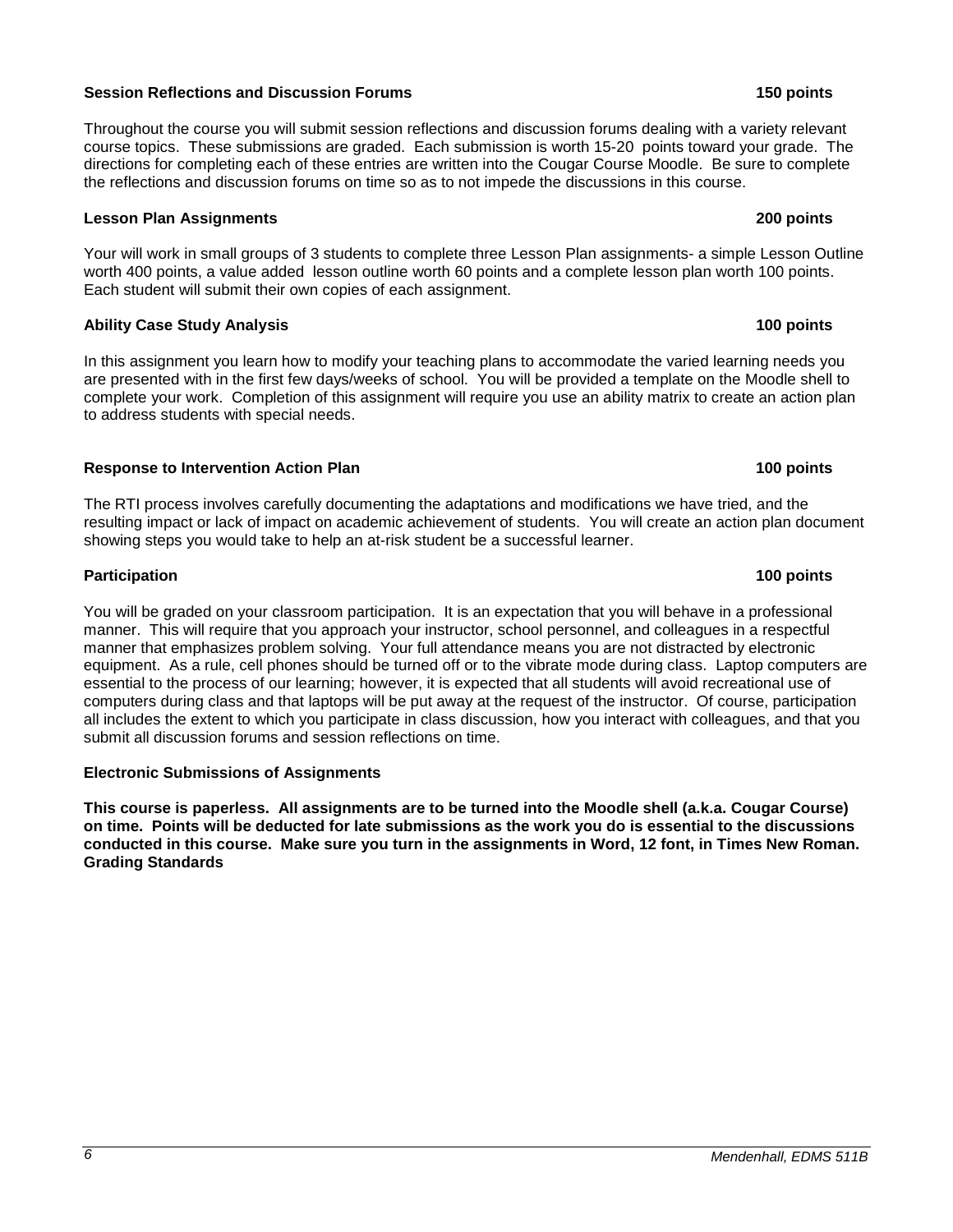**Session Reflections and Discussion Forums** **150 points**

Throughout the course you will submit session reflections and discussion forums dealing with a variety relevant course topics. These submissions are graded. Each submission is worth 15-20 points toward your grade. The directions for completing each of these entries are written into the Cougar Course Moodle. Be sure to complete the reflections and discussion forums on time so as to not impede the discussions in this course.

**Lesson Plan Assignments** **200 points**

Your will work in small groups of 3 students to complete three Lesson Plan assignments- a simple Lesson Outline worth 400 points, a value added lesson outline worth 60 points and a complete lesson plan worth 100 points. Each student will submit their own copies of each assignment.

**Ability Case Study Analysis** **100 points**

In this assignment you learn how to modify your teaching plans to accommodate the varied learning needs you are presented with in the first few days/weeks of school. You will be provided a template on the Moodle shell to complete your work. Completion of this assignment will require you use an ability matrix to create an action plan to address students with special needs.

**Response to Intervention Action Plan** **100 points**

The RTI process involves carefully documenting the adaptations and modifications we have tried, and the resulting impact or lack of impact on academic achievement of students. You will create an action plan document showing steps you would take to help an at-risk student be a successful learner.

**Participation** **100 points**

You will be graded on your classroom participation. It is an expectation that you will behave in a professional manner. This will require that you approach your instructor, school personnel, and colleagues in a respectful manner that emphasizes problem solving. Your full attendance means you are not distracted by electronic equipment. As a rule, cell phones should be turned off or to the vibrate mode during class. Laptop computers are essential to the process of our learning; however, it is expected that all students will avoid recreational use of computers during class and that laptops will be put away at the request of the instructor. Of course, participation all includes the extent to which you participate in class discussion, how you interact with colleagues, and that you submit all discussion forums and session reflections on time.

**Electronic Submissions of Assignments**

**This course is paperless. All assignments are to be turned into the Moodle shell (a.k.a. Cougar Course) on time. Points will be deducted for late submissions as the work you do is essential to the discussions conducted in this course. Make sure you turn in the assignments in Word, 12 font, in Times New Roman.**

**Grading Standards**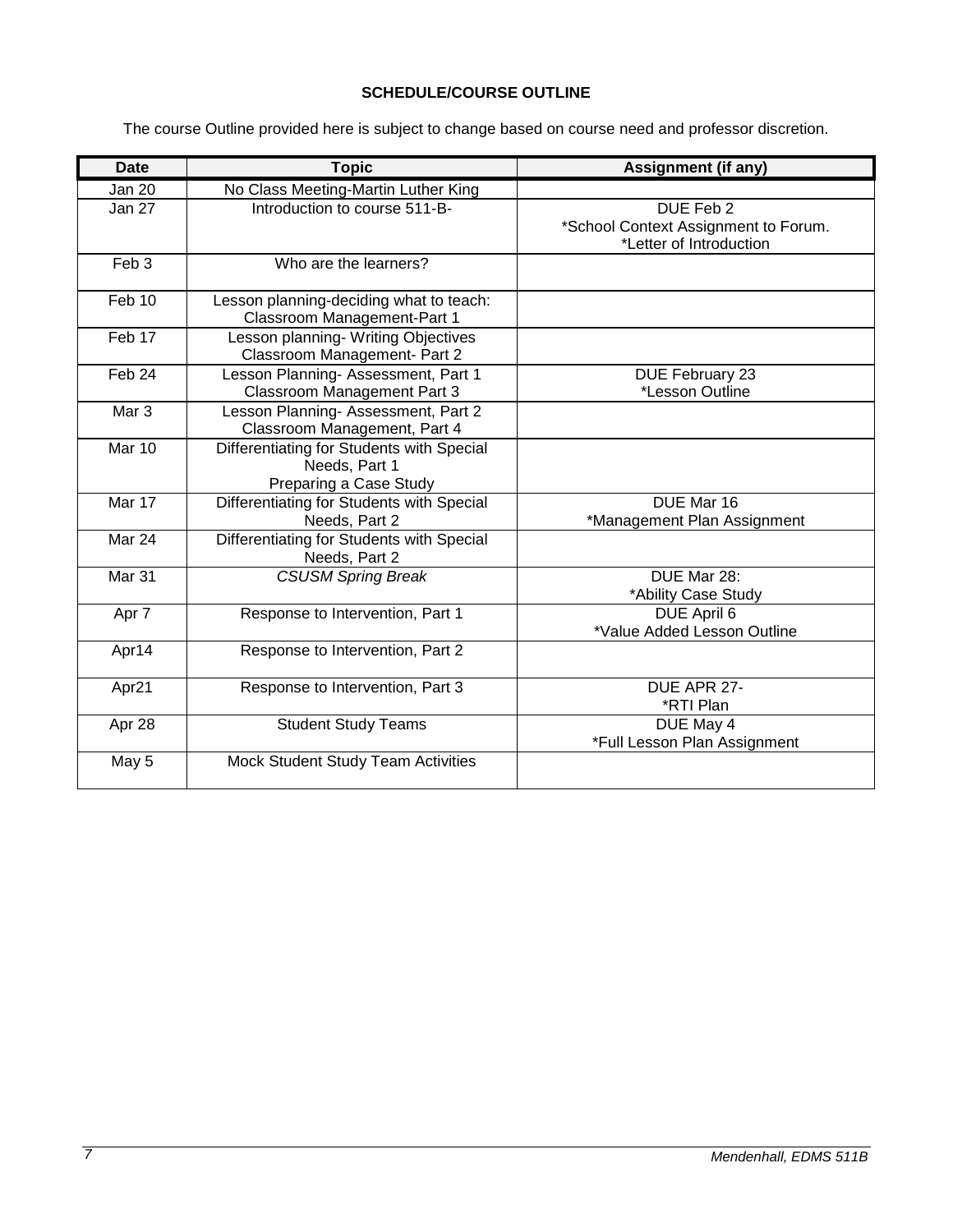## SCHEDULE/COURSE OUTLINE

The course Outline provided here is subject to change based on course need and professor discretion.

| Date | Topic | Assignment (if any) |
|---|---|---|
| Jan 20 | No Class Meeting-Martin Luther King | |
| Jan 27 | Introduction to course 511-B- | DUE Feb 2<br>*School Context Assignment to Forum.<br>*Letter of Introduction |
| Feb 3 | Who are the learners? | |
| Feb 10 | Lesson planning-deciding what to teach:<br>Classroom Management-Part 1 | |
| Feb 17 | Lesson planning- Writing Objectives<br>Classroom Management- Part 2 | |
| Feb 24 | Lesson Planning- Assessment, Part 1<br>Classroom Management Part 3 | DUE February 23<br>*Lesson Outline |
| Mar 3 | Lesson Planning- Assessment, Part 2<br>Classroom Management, Part 4 | |
| Mar 10 | Differentiating for Students with Special Needs, Part 1<br>Preparing a Case Study | |
| Mar 17 | Differentiating for Students with Special Needs, Part 2 | DUE Mar 16<br>*Management Plan Assignment |
| Mar 24 | Differentiating for Students with Special Needs, Part 2 | |
| Mar 31 | *CSUSM Spring Break* | DUE Mar 28:<br>*Ability Case Study |
| Apr 7 | Response to Intervention, Part 1 | DUE April 6<br>*Value Added Lesson Outline |
| Apr14 | Response to Intervention, Part 2 | |
| Apr21 | Response to Intervention, Part 3 | DUE APR 27-<br>*RTI Plan |
| Apr 28 | Student Study Teams | DUE May 4<br>*Full Lesson Plan Assignment |
| May 5 | Mock Student Study Team Activities | |